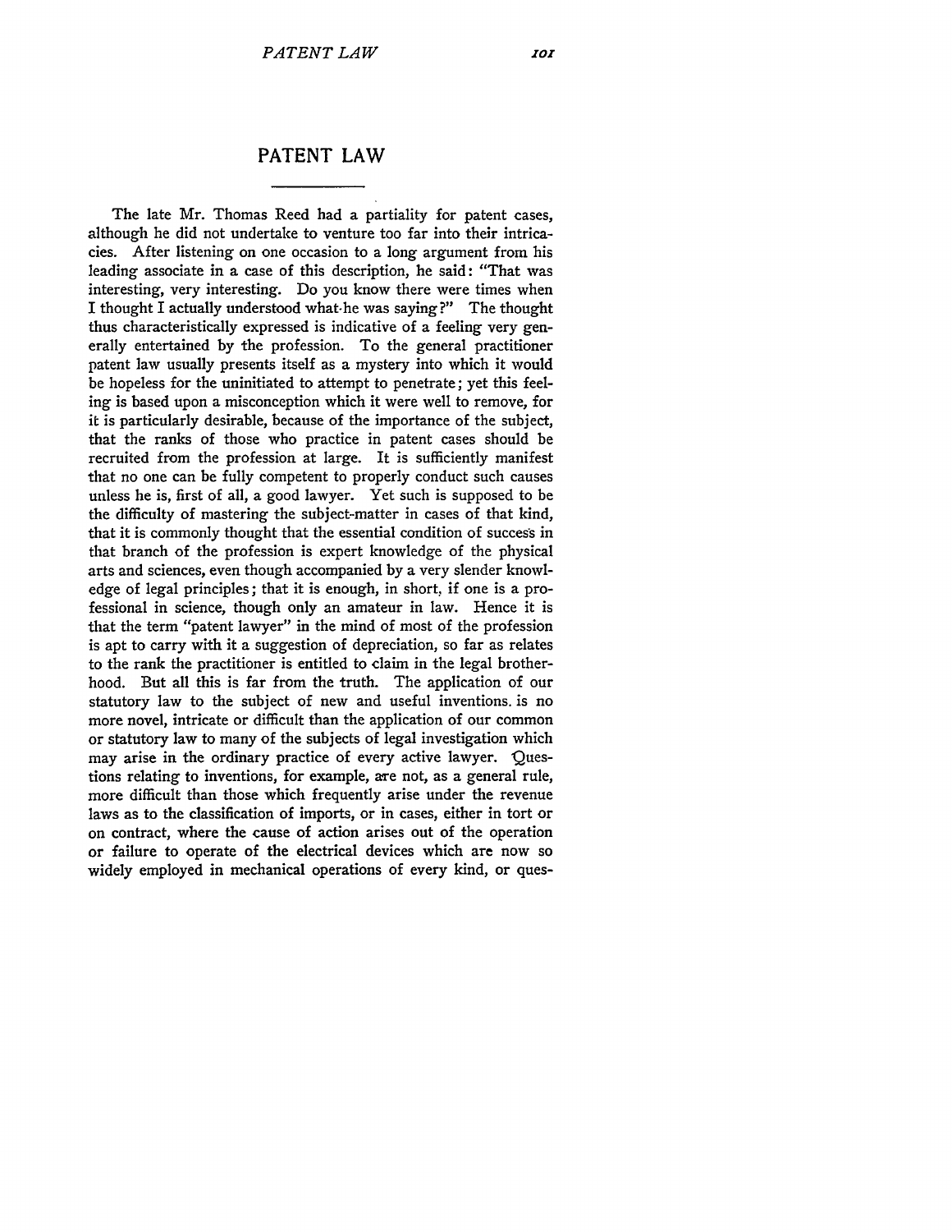# PATENT LAW

The late Mr. Thomas Reed had a partiality for patent cases, although he did not undertake to venture too far into their intricacies. After listening on one occasion to a long argument from his leading associate in a case of this description, he said: "That was interesting, very interesting. Do you know there were times when I thought I actually understood what he was saying?" The thought thus characteristically expressed is indicative of a feeling very generally entertained by the profession. To the general practitioner patent law usually presents itself as a mystery into which it would be hopeless for the uninitiated to attempt to penetrate; yet this feeling is based upon a misconception which it were well to remove, for it is particularly desirable, because of the importance of the subject, that the ranks of those who practice in patent cases should be recruited from the profession at large. It is sufficiently manifest that no one can be fully competent to properly conduct such causes unless he is, first of all, a good lawyer. Yet such is supposed to be the difficulty of mastering the subject-matter in cases of that kind, that it is commonly thought that the essential condition of success in that branch of the profession is expert knowledge of the physical arts and sciences, even though accompanied by a very slender knowledge of legal principles; that it is enough, in short, if one is a professional in science, though only an amateur in law. Hence it is that the term "patent lawyer" in the mind of most of the profession is apt to carry with it a suggestion of depreciation, so far as relates to the rank the practitioner is entitled to claim in the legal brotherhood. But all this is far from the truth. The application of our statutory law to the subject of new and useful inventions is no more novel, intricate or difficult than the application of our common or statutory law to many of the subjects of legal investigation which may arise in the ordinary practice of every active lawyer. Questions relating to inventions, for example, are not, as a general rule, more difficult than those which frequently arise under the revenue laws as to the classification of imports, or in cases, either in tort or on contract, where the cause of action arises out of the operation or failure to operate of the electrical devices which are now so widely employed in mechanical operations of every kind, or ques-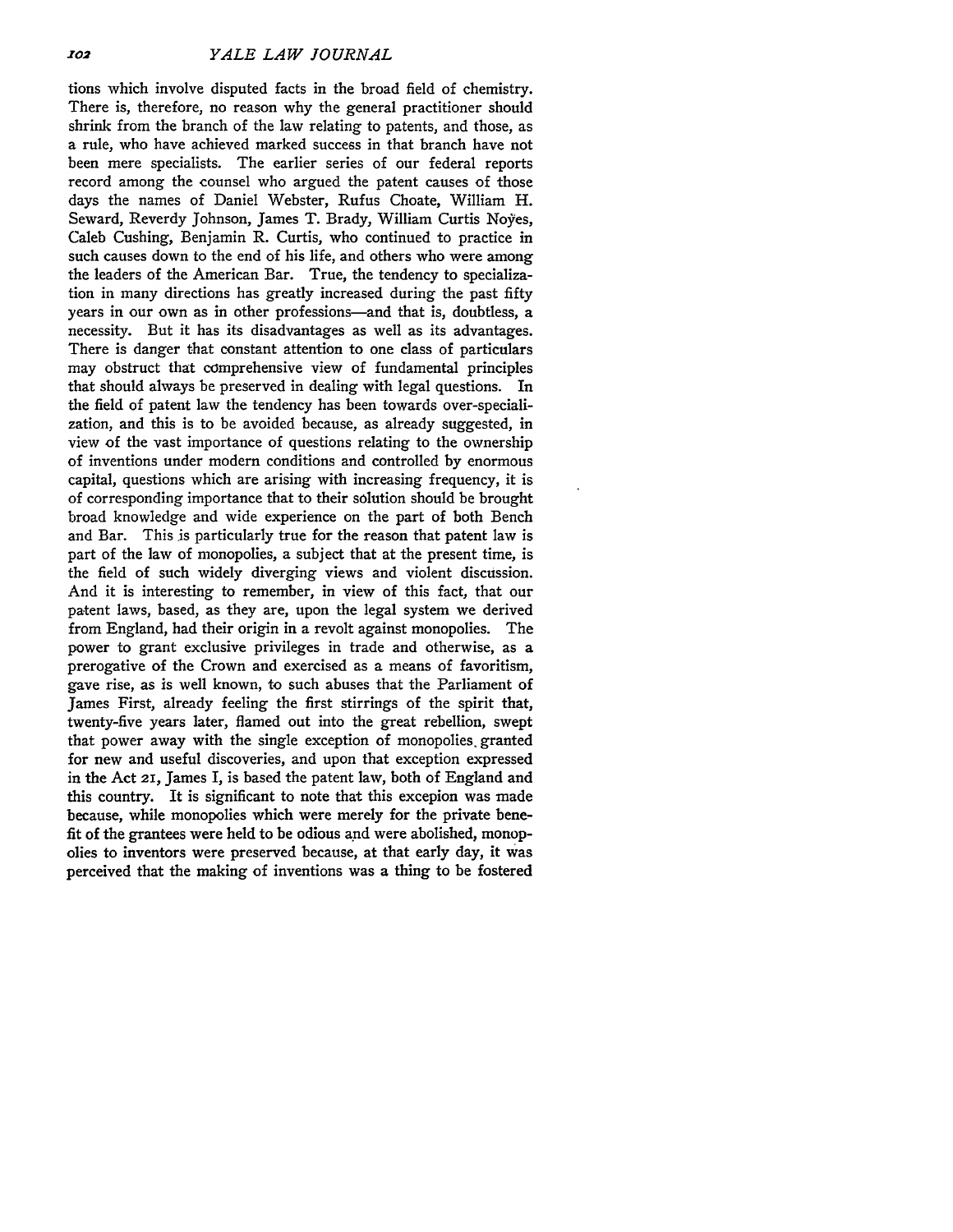tions which involve disputed facts in the broad field of chemistry. There is, therefore, no reason why the general practitioner should shrink from the branch of the law relating to patents, and those, as a rule, who have achieved marked success in that branch have not been mere specialists. The earlier series of our federal reports record among the counsel who argued the patent causes of those days the names of Daniel Webster, Rufus Choate, William H. Seward, Reverdy Johnson, James T. Brady, William Curtis Noyes, Caleb Cushing, Benjamin R. Curtis, who continued to practice in such causes down to the end of his life, and others who were among the leaders of the American Bar. True, the tendency to specialization in many directions has greatly increased during the past fifty years in our own as in other professions—and that is, doubtless, a necessity. But it has its disadvantages as well as its advantages. There is danger that constant attention to one class of particulars may obstruct that comprehensive view of fundamental principles that should always be preserved in dealing with legal questions. In the field of patent law the tendency has been towards over-specialization, and this is to be avoided because, as already suggested, in view of the vast importance of questions relating to the ownership of inventions under modern conditions and controlled by enormous capital, questions which are arising with increasing frequency, it is of corresponding importance that to their solution should be brought broad knowledge and wide experience on the part of both Bench and Bar. This is particularly true for the reason that patent law is part of the law of monopolies, a subject that at the present time, is the field of such widely diverging views and violent discussion. And it is interesting to remember, in view of this fact, that our patent laws, based, as they are, upon the legal system we derived from England, had their origin in a revolt against monopolies. The power to grant exclusive privileges in trade and otherwise, as a prerogative of the Crown and exercised as a means of favoritism, gave rise, as is well known, to such abuses that the Parliament of James First, already feeling the first stirrings of the spirit that, twenty-five years later, flamed out into the great rebellion, swept that power away with the single exception of monopolies granted for new and useful discoveries, and upon that exception expressed in the Act 21, James I, is based the patent law, both of England and this country. It is significant to note that this excepion was made because, while monopolies which were merely for the private benefit of the grantees were held to be odious and were abolished, monopolies to inventors were preserved because, at that early day, it was perceived that the making of inventions was a thing to be fostered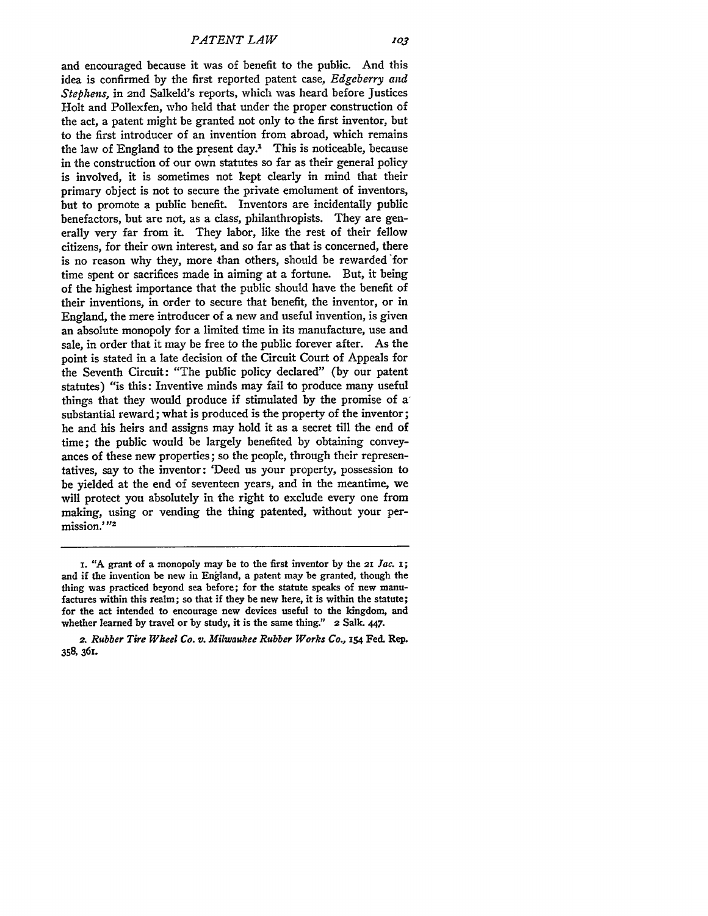and encouraged because it was of benefit to the public. And this idea is confirmed by the first reported patent case, *Edgeberry and Stephens*, in 2nd Salkeld's reports, which was heard before Justices Holt and Pollexfen, who held that under the proper construction of the act, a patent might be granted not only to the first inventor, but to the first introducer of an invention from abroad, which remains the law of England to the present day.[1] This is noticeable, because in the construction of our own statutes so far as their general policy is involved, it is sometimes not kept clearly in mind that their primary object is not to secure the private emolument of inventors, but to promote a public benefit. Inventors are incidentally public benefactors, but are not, as a class, philanthropists. They are generally very far from it. They labor, like the rest of their fellow citizens, for their own interest, and so far as that is concerned, there is no reason why they, more than others, should be rewarded for time spent or sacrifices made in aiming at a fortune. But, it being of the highest importance that the public should have the benefit of their inventions, in order to secure that benefit, the inventor, or in England, the mere introducer of a new and useful invention, is given an absolute monopoly for a limited time in its manufacture, use and sale, in order that it may be free to the public forever after. As the point is stated in a late decision of the Circuit Court of Appeals for the Seventh Circuit: "The public policy declared" (by our patent statutes) "is this: Inventive minds may fail to produce many useful things that they would produce if stimulated by the promise of a substantial reward; what is produced is the property of the inventor; he and his heirs and assigns may hold it as a secret till the end of time; the public would be largely benefited by obtaining conveyances of these new properties; so the people, through their representatives, say to the inventor: 'Deed us your property, possession to be yielded at the end of seventeen years, and in the meantime, we will protect you absolutely in the right to exclude every one from making, using or vending the thing patented, without your permission.'"[2]

---

1. "A grant of a monopoly may be to the first inventor by the 21 *Jac.* 1; and if the invention be new in England, a patent may be granted, though the thing was practiced beyond sea before; for the statute speaks of new manufactures within this realm; so that if they be new here, it is within the statute; for the act intended to encourage new devices useful to the kingdom, and whether learned by travel or by study, it is the same thing." 2 Salk. 447.

2. *Rubber Tire Wheel Co. v. Milwaukee Rubber Works Co.*, 154 Fed. Rep. 358, 361.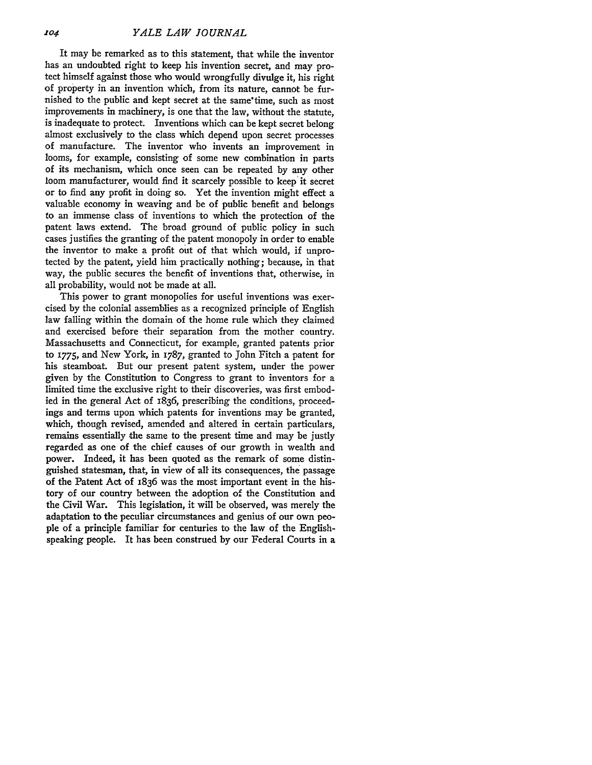It may be remarked as to this statement, that while the inventor has an undoubted right to keep his invention secret, and may protect himself against those who would wrongfully divulge it, his right of property in an invention which, from its nature, cannot be furnished to the public and kept secret at the same time, such as most improvements in machinery, is one that the law, without the statute, is inadequate to protect. Inventions which can be kept secret belong almost exclusively to the class which depend upon secret processes of manufacture. The inventor who invents an improvement in looms, for example, consisting of some new combination in parts of its mechanism, which once seen can be repeated by any other loom manufacturer, would find it scarcely possible to keep it secret or to find any profit in doing so. Yet the invention might effect a valuable economy in weaving and be of public benefit and belongs to an immense class of inventions to which the protection of the patent laws extend. The broad ground of public policy in such cases justifies the granting of the patent monopoly in order to enable the inventor to make a profit out of that which would, if unprotected by the patent, yield him practically nothing; because, in that way, the public secures the benefit of inventions that, otherwise, in all probability, would not be made at all.

This power to grant monopolies for useful inventions was exercised by the colonial assemblies as a recognized principle of English law falling within the domain of the home rule which they claimed and exercised before their separation from the mother country. Massachusetts and Connecticut, for example, granted patents prior to 1775, and New York, in 1787, granted to John Fitch a patent for his steamboat. But our present patent system, under the power given by the Constitution to Congress to grant to inventors for a limited time the exclusive right to their discoveries, was first embodied in the general Act of 1836, prescribing the conditions, proceedings and terms upon which patents for inventions may be granted, which, though revised, amended and altered in certain particulars, remains essentially the same to the present time and may be justly regarded as one of the chief causes of our growth in wealth and power. Indeed, it has been quoted as the remark of some distinguished statesman, that, in view of all its consequences, the passage of the Patent Act of 1836 was the most important event in the history of our country between the adoption of the Constitution and the Civil War. This legislation, it will be observed, was merely the adaptation to the peculiar circumstances and genius of our own people of a principle familiar for centuries to the law of the English-speaking people. It has been construed by our Federal Courts in a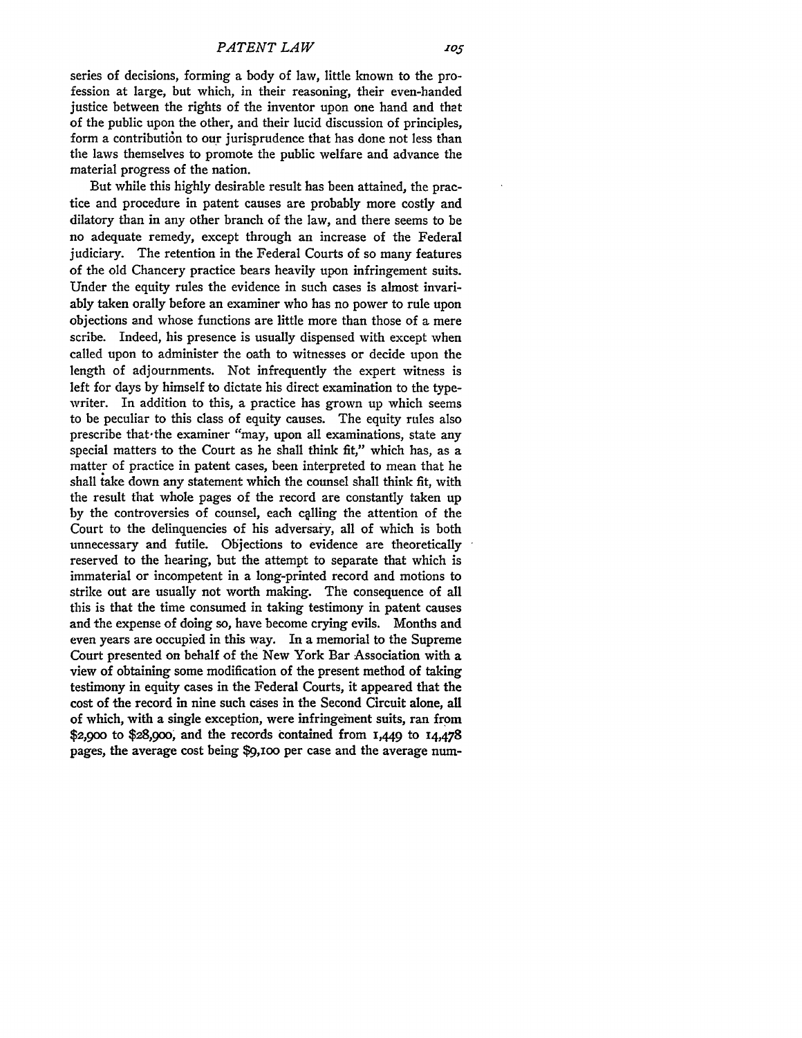series of decisions, forming a body of law, little known to the profession at large, but which, in their reasoning, their even-handed justice between the rights of the inventor upon one hand and that of the public upon the other, and their lucid discussion of principles, form a contribution to our jurisprudence that has done not less than the laws themselves to promote the public welfare and advance the material progress of the nation.

But while this highly desirable result has been attained, the practice and procedure in patent causes are probably more costly and dilatory than in any other branch of the law, and there seems to be no adequate remedy, except through an increase of the Federal judiciary. The retention in the Federal Courts of so many features of the old Chancery practice bears heavily upon infringement suits. Under the equity rules the evidence in such cases is almost invariably taken orally before an examiner who has no power to rule upon objections and whose functions are little more than those of a mere scribe. Indeed, his presence is usually dispensed with except when called upon to administer the oath to witnesses or decide upon the length of adjournments. Not infrequently the expert witness is left for days by himself to dictate his direct examination to the typewriter. In addition to this, a practice has grown up which seems to be peculiar to this class of equity causes. The equity rules also prescribe that the examiner "may, upon all examinations, state any special matters to the Court as he shall think fit," which has, as a matter of practice in patent cases, been interpreted to mean that he shall take down any statement which the counsel shall think fit, with the result that whole pages of the record are constantly taken up by the controversies of counsel, each calling the attention of the Court to the delinquencies of his adversary, all of which is both unnecessary and futile. Objections to evidence are theoretically reserved to the hearing, but the attempt to separate that which is immaterial or incompetent in a long-printed record and motions to strike out are usually not worth making. The consequence of all this is that the time consumed in taking testimony in patent causes and the expense of doing so, have become crying evils. Months and even years are occupied in this way. In a memorial to the Supreme Court presented on behalf of the New York Bar Association with a view of obtaining some modification of the present method of taking testimony in equity cases in the Federal Courts, it appeared that the cost of the record in nine such cases in the Second Circuit alone, all of which, with a single exception, were infringement suits, ran from $2,900 to $28,900, and the records contained from 1,449 to 14,478 pages, the average cost being $9,100 per case and the average num-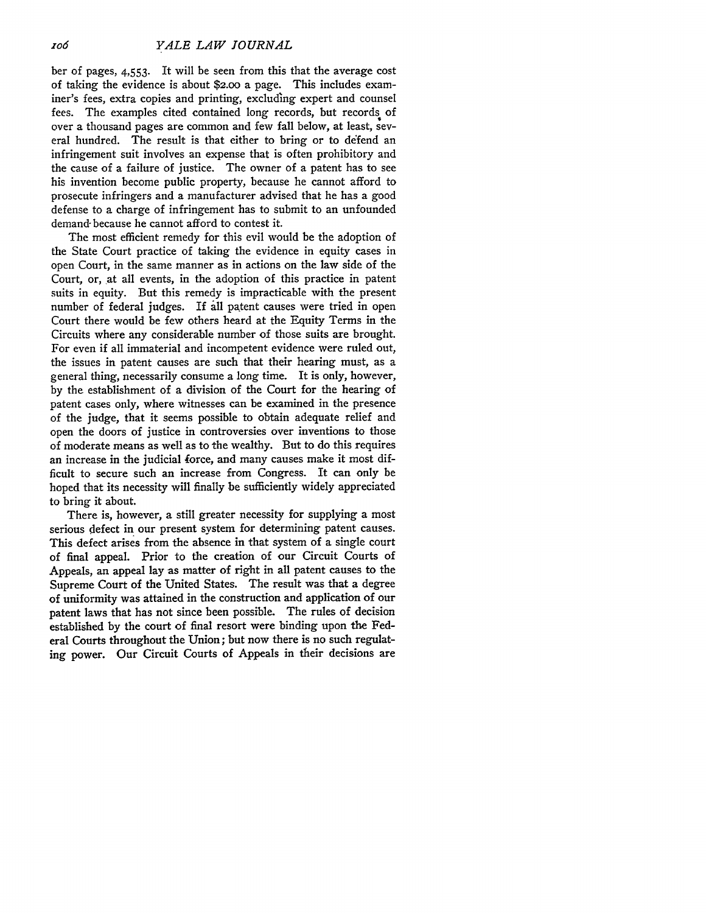ber of pages, 4,553. It will be seen from this that the average cost of taking the evidence is about $2.00 a page. This includes examiner's fees, extra copies and printing, excluding expert and counsel fees. The examples cited contained long records, but records of over a thousand pages are common and few fall below, at least, several hundred. The result is that either to bring or to defend an infringement suit involves an expense that is often prohibitory and the cause of a failure of justice. The owner of a patent has to see his invention become public property, because he cannot afford to prosecute infringers and a manufacturer advised that he has a good defense to a charge of infringement has to submit to an unfounded demand because he cannot afford to contest it.

The most efficient remedy for this evil would be the adoption of the State Court practice of taking the evidence in equity cases in open Court, in the same manner as in actions on the law side of the Court, or, at all events, in the adoption of this practice in patent suits in equity. But this remedy is impracticable with the present number of federal judges. If all patent causes were tried in open Court there would be few others heard at the Equity Terms in the Circuits where any considerable number of those suits are brought. For even if all immaterial and incompetent evidence were ruled out, the issues in patent causes are such that their hearing must, as a general thing, necessarily consume a long time. It is only, however, by the establishment of a division of the Court for the hearing of patent cases only, where witnesses can be examined in the presence of the judge, that it seems possible to obtain adequate relief and open the doors of justice in controversies over inventions to those of moderate means as well as to the wealthy. But to do this requires an increase in the judicial force, and many causes make it most difficult to secure such an increase from Congress. It can only be hoped that its necessity will finally be sufficiently widely appreciated to bring it about.

There is, however, a still greater necessity for supplying a most serious defect in our present system for determining patent causes. This defect arises from the absence in that system of a single court of final appeal. Prior to the creation of our Circuit Courts of Appeals, an appeal lay as matter of right in all patent causes to the Supreme Court of the United States. The result was that a degree of uniformity was attained in the construction and application of our patent laws that has not since been possible. The rules of decision established by the court of final resort were binding upon the Federal Courts throughout the Union; but now there is no such regulating power. Our Circuit Courts of Appeals in their decisions are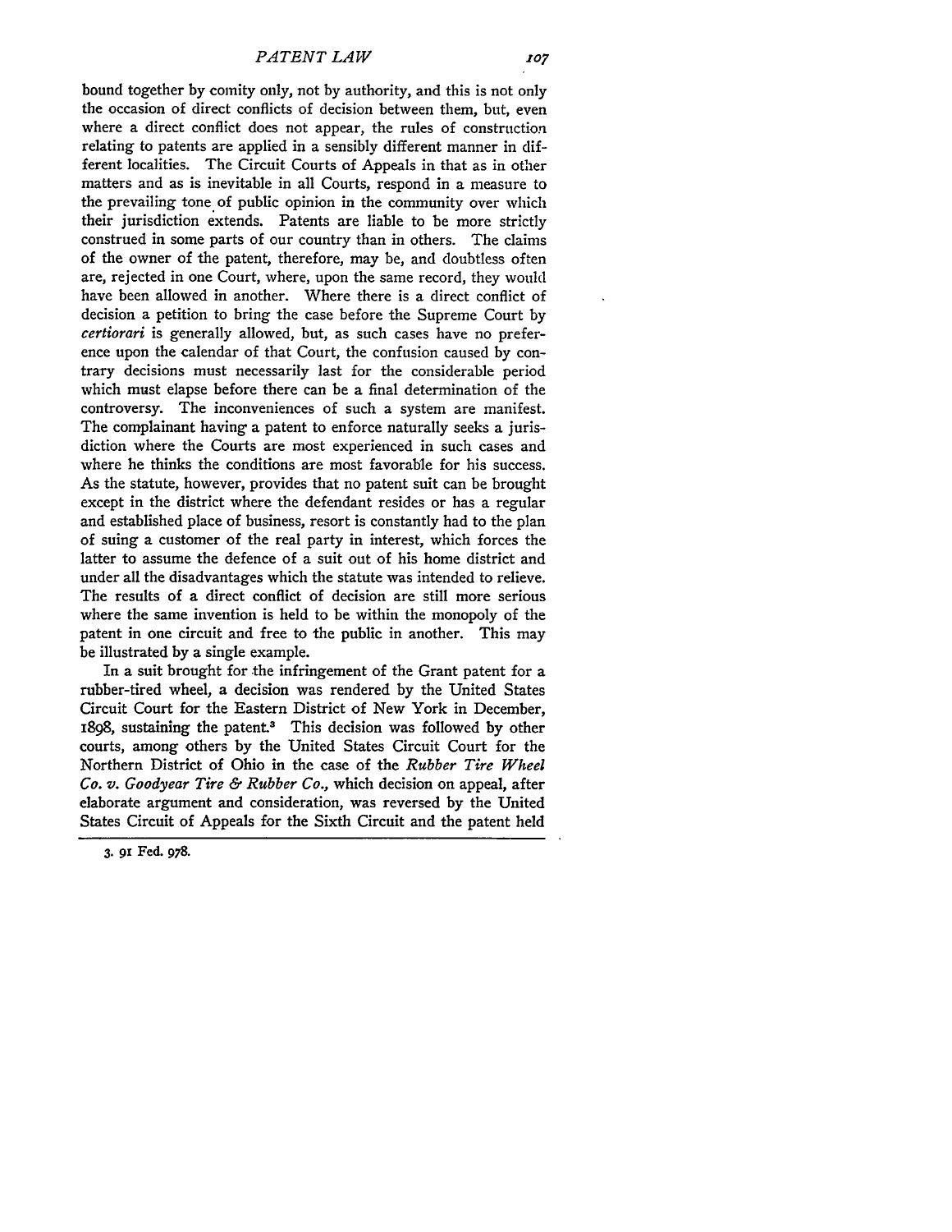bound together by comity only, not by authority, and this is not only the occasion of direct conflicts of decision between them, but, even where a direct conflict does not appear, the rules of construction relating to patents are applied in a sensibly different manner in different localities. The Circuit Courts of Appeals in that as in other matters and as is inevitable in all Courts, respond in a measure to the prevailing tone of public opinion in the community over which their jurisdiction extends. Patents are liable to be more strictly construed in some parts of our country than in others. The claims of the owner of the patent, therefore, may be, and doubtless often are, rejected in one Court, where, upon the same record, they would have been allowed in another. Where there is a direct conflict of decision a petition to bring the case before the Supreme Court by *certiorari* is generally allowed, but, as such cases have no preference upon the calendar of that Court, the confusion caused by contrary decisions must necessarily last for the considerable period which must elapse before there can be a final determination of the controversy. The inconveniences of such a system are manifest. The complainant having a patent to enforce naturally seeks a jurisdiction where the Courts are most experienced in such cases and where he thinks the conditions are most favorable for his success. As the statute, however, provides that no patent suit can be brought except in the district where the defendant resides or has a regular and established place of business, resort is constantly had to the plan of suing a customer of the real party in interest, which forces the latter to assume the defence of a suit out of his home district and under all the disadvantages which the statute was intended to relieve. The results of a direct conflict of decision are still more serious where the same invention is held to be within the monopoly of the patent in one circuit and free to the public in another. This may be illustrated by a single example.

In a suit brought for the infringement of the Grant patent for a rubber-tired wheel, a decision was rendered by the United States Circuit Court for the Eastern District of New York in December, 1898, sustaining the patent.[3] This decision was followed by other courts, among others by the United States Circuit Court for the Northern District of Ohio in the case of the *Rubber Tire Wheel Co. v. Goodyear Tire & Rubber Co.*, which decision on appeal, after elaborate argument and consideration, was reversed by the United States Circuit of Appeals for the Sixth Circuit and the patent held

3. 91 Fed. 978.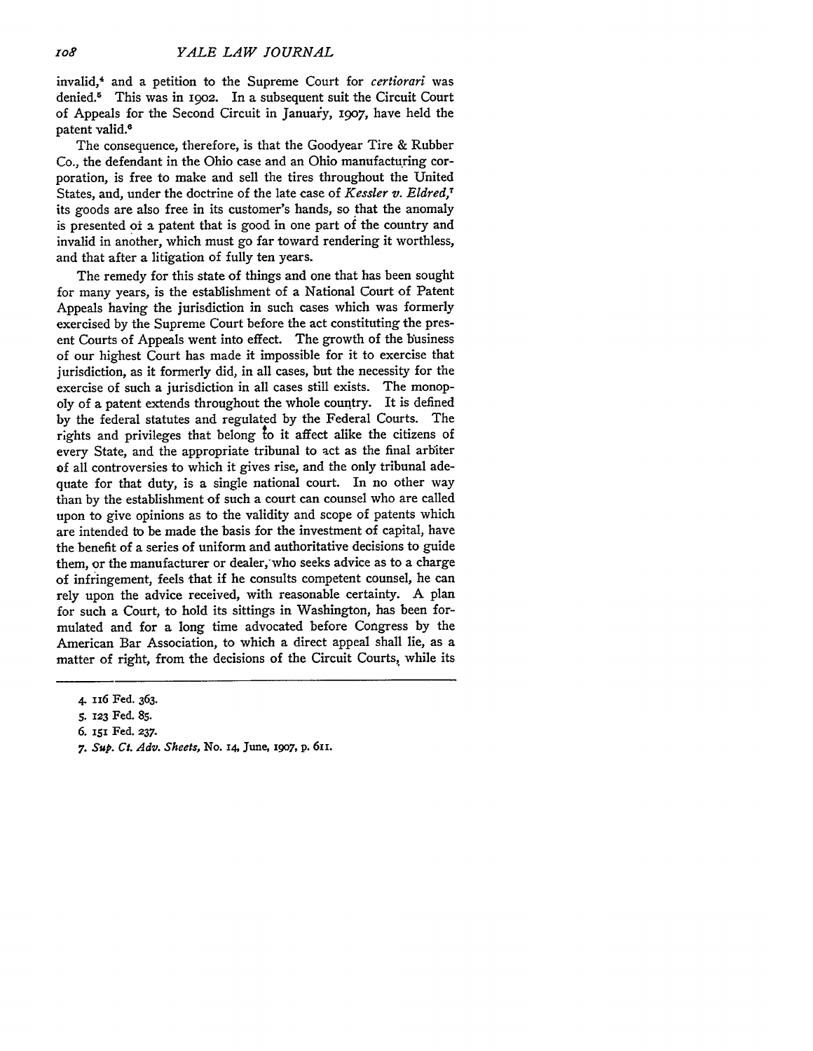invalid,[4] and a petition to the Supreme Court for *certiorari* was denied.[5] This was in 1902. In a subsequent suit the Circuit Court of Appeals for the Second Circuit in January, 1907, have held the patent valid.[6]

The consequence, therefore, is that the Goodyear Tire & Rubber Co., the defendant in the Ohio case and an Ohio manufacturing corporation, is free to make and sell the tires throughout the United States, and, under the doctrine of the late case of *Kessler v. Eldred*,[7] its goods are also free in its customer's hands, so that the anomaly is presented of a patent that is good in one part of the country and invalid in another, which must go far toward rendering it worthless, and that after a litigation of fully ten years.

The remedy for this state of things and one that has been sought for many years, is the establishment of a National Court of Patent Appeals having the jurisdiction in such cases which was formerly exercised by the Supreme Court before the act constituting the present Courts of Appeals went into effect. The growth of the business of our highest Court has made it impossible for it to exercise that jurisdiction, as it formerly did, in all cases, but the necessity for the exercise of such a jurisdiction in all cases still exists. The monopoly of a patent extends throughout the whole country. It is defined by the federal statutes and regulated by the Federal Courts. The rights and privileges that belong to it affect alike the citizens of every State, and the appropriate tribunal to act as the final arbiter of all controversies to which it gives rise, and the only tribunal adequate for that duty, is a single national court. In no other way than by the establishment of such a court can counsel who are called upon to give opinions as to the validity and scope of patents which are intended to be made the basis for the investment of capital, have the benefit of a series of uniform and authoritative decisions to guide them, or the manufacturer or dealer, who seeks advice as to a charge of infringement, feels that if he consults competent counsel, he can rely upon the advice received, with reasonable certainty. A plan for such a Court, to hold its sittings in Washington, has been formulated and for a long time advocated before Congress by the American Bar Association, to which a direct appeal shall lie, as a matter of right, from the decisions of the Circuit Courts, while its

---

4. 116 Fed. 363.

5. 123 Fed. 85.

6. 151 Fed. 237.

7. *Sup. Ct. Adv. Sheets*, No. 14, June, 1907, p. 611.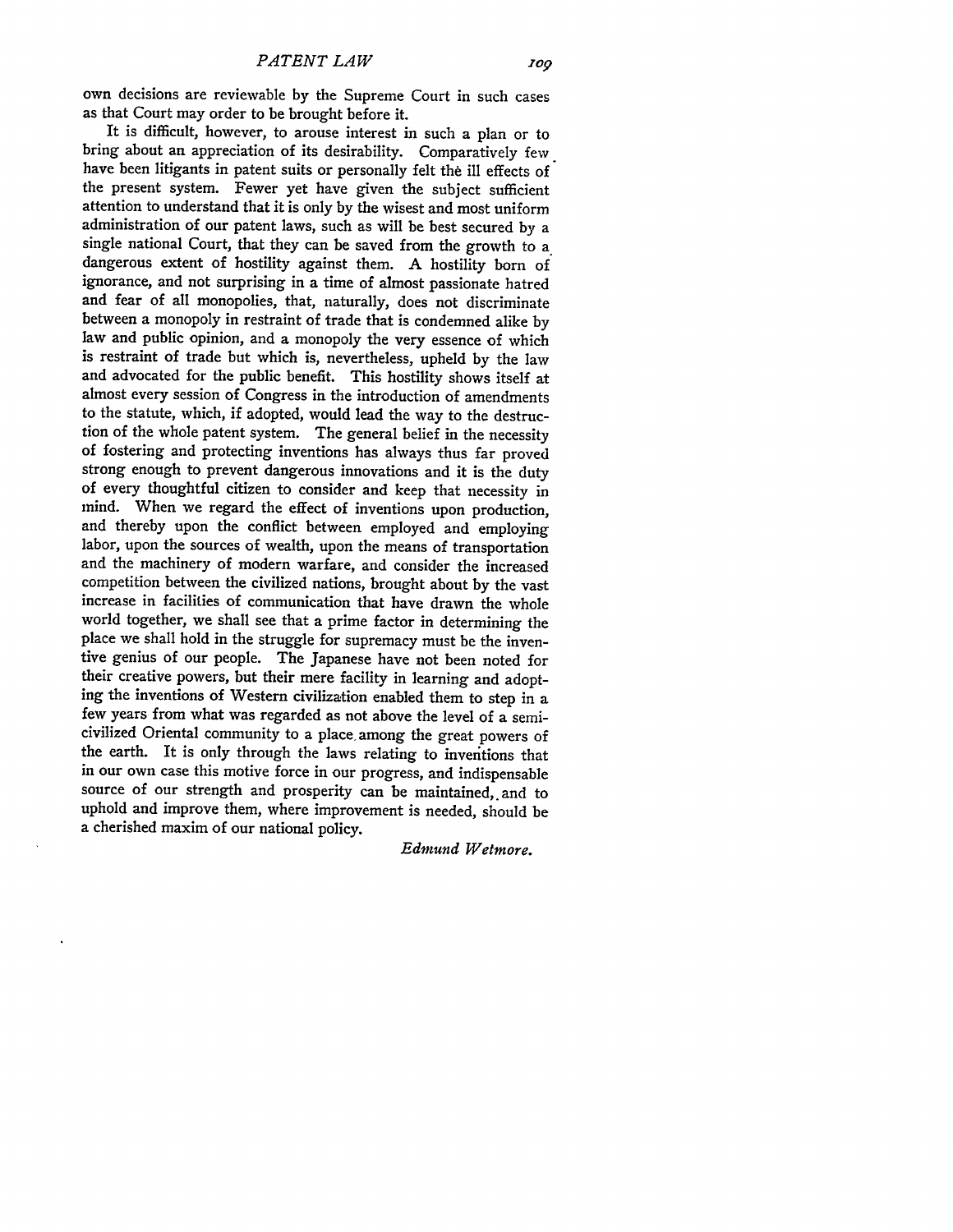own decisions are reviewable by the Supreme Court in such cases as that Court may order to be brought before it.

It is difficult, however, to arouse interest in such a plan or to bring about an appreciation of its desirability. Comparatively few have been litigants in patent suits or personally felt the ill effects of the present system. Fewer yet have given the subject sufficient attention to understand that it is only by the wisest and most uniform administration of our patent laws, such as will be best secured by a single national Court, that they can be saved from the growth to a dangerous extent of hostility against them. A hostility born of ignorance, and not surprising in a time of almost passionate hatred and fear of all monopolies, that, naturally, does not discriminate between a monopoly in restraint of trade that is condemned alike by law and public opinion, and a monopoly the very essence of which is restraint of trade but which is, nevertheless, upheld by the law and advocated for the public benefit. This hostility shows itself at almost every session of Congress in the introduction of amendments to the statute, which, if adopted, would lead the way to the destruction of the whole patent system. The general belief in the necessity of fostering and protecting inventions has always thus far proved strong enough to prevent dangerous innovations and it is the duty of every thoughtful citizen to consider and keep that necessity in mind. When we regard the effect of inventions upon production, and thereby upon the conflict between employed and employing labor, upon the sources of wealth, upon the means of transportation and the machinery of modern warfare, and consider the increased competition between the civilized nations, brought about by the vast increase in facilities of communication that have drawn the whole world together, we shall see that a prime factor in determining the place we shall hold in the struggle for supremacy must be the inventive genius of our people. The Japanese have not been noted for their creative powers, but their mere facility in learning and adopting the inventions of Western civilization enabled them to step in a few years from what was regarded as not above the level of a semi-civilized Oriental community to a place among the great powers of the earth. It is only through the laws relating to inventions that in our own case this motive force in our progress, and indispensable source of our strength and prosperity can be maintained, and to uphold and improve them, where improvement is needed, should be a cherished maxim of our national policy.

*Edmund Wetmore.*